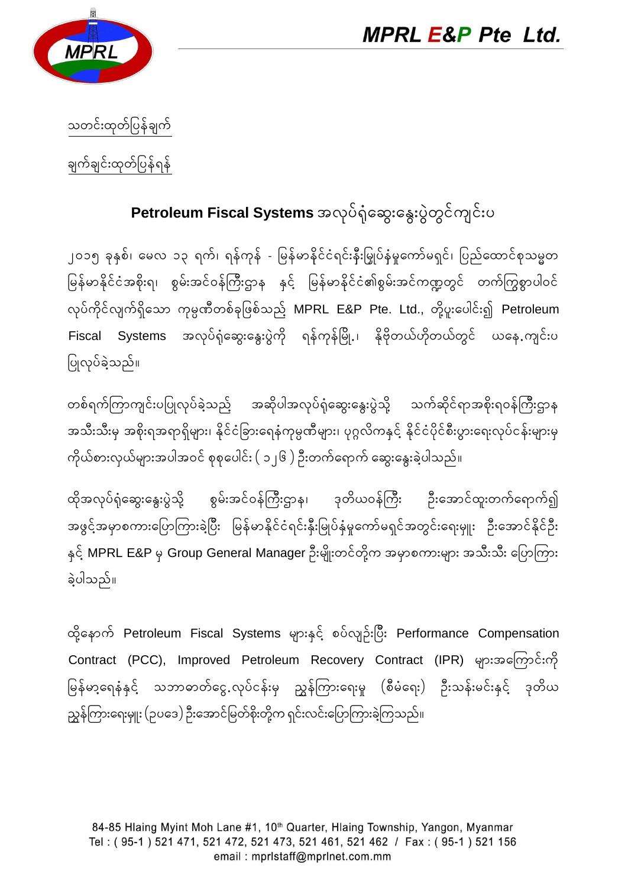# MPRL E&P Pte Ltd.

<u>သတင်းထုတ်ပြန်ချက်</u>

<u>ချက်ချင်းထုတ်ပြန်ရန်</u>

## **Petroleum Fiscal Systems** အလုပ်ရုံဆွေးနွေးပွဲတွင်ကျင်းပ

၂၀၁၅ ခုနှစ်၊ မေလ ၁၃ ရက်၊ ရန်ကုန် - မြန်မာနိုင်ငံရင်းနှီးမြှုပ်နှံမှုကော်မရှင်၊ ပြည်ထောင်စုသမ္မတမြန်မာနိုင်ငံအစိုးရ၊ စွမ်းအင်ဝန်ကြီးဌာန နှင့် မြန်မာနိုင်ငံ၏စွမ်းအင်ကဏ္ဍတွင် တက်ကြွစွာပါဝင်လုပ်ကိုင်လျက်ရှိသော ကုမ္ပဏီတစ်ခုဖြစ်သည့် MPRL E&P Pte. Ltd., တို့ပူးပေါင်း၍ Petroleum Fiscal Systems အလုပ်ရုံဆွေးနွေးပွဲကို ရန်ကုန်မြို့၊ နိုဗိုတယ်ဟိုတယ်တွင် ယနေ့ကျင်းပပြုလုပ်ခဲ့သည်။

တစ်ရက်ကြာကျင်းပပြုလုပ်ခဲ့သည့် အဆိုပါအလုပ်ရုံဆွေးနွေးပွဲသို့ သက်ဆိုင်ရာအစိုးရဝန်ကြီးဌာနအသီးသီးမှ အစိုးရအရာရှိများ၊ နိုင်ငံခြားရေနံကုမ္ပဏီများ၊ ပုဂ္ဂလိကနှင့် နိုင်ငံပိုင်စီးပွားရေးလုပ်ငန်းများမှ ကိုယ်စားလှယ်များအပါအဝင် စုစုပေါင်း ( ၁၂၆ ) ဦးတက်ရောက် ဆွေးနွေးခဲ့ပါသည်။

ထိုအလုပ်ရုံဆွေးနွေးပွဲသို့ စွမ်းအင်ဝန်ကြီးဌာန၊ ဒုတိယဝန်ကြီး ဦးအောင်ထူးတက်ရောက်၍ အဖွင့်အမှာစကားပြောကြားခဲ့ပြီး မြန်မာနိုင်ငံရင်းနှီးမြှုပ်နှံမှုကော်မရှင်အတွင်းရေးမှူး ဦးအောင်နိုင်ဦးနှင့် MPRL E&P မှ Group General Manager ဦးမျိုးတင်တို့က အမှာစကားများ အသီးသီး ပြောကြားခဲ့ပါသည်။

ထို့နောက် Petroleum Fiscal Systems များနှင့် စပ်လျဉ်း၍ Performance Compensation Contract (PCC), Improved Petroleum Recovery Contract (IPR) များအကြောင်းကို မြန်မာ့ရေနံနှင့် သဘာဝဓာတ်ငွေ့လုပ်ငန်းမှ ညွှန်ကြားရေးမှူး (စီမံရေး) ဦးသန်းမင်းနှင့် ဒုတိယညွှန်ကြားရေးမှူး (ဥပဒေ) ဦးအောင်မြတ်စိုးတို့က ရှင်းလင်းပြောကြားခဲ့ကြသည်။

84-85 Hlaing Myint Moh Lane #1, 10th Quarter, Hlaing Township, Yangon, Myanmar
Tel : ( 95-1 ) 521 471, 521 472, 521 473, 521 461, 521 462 / Fax : ( 95-1 ) 521 156
email : mprlstaff@mprlnet.com.mm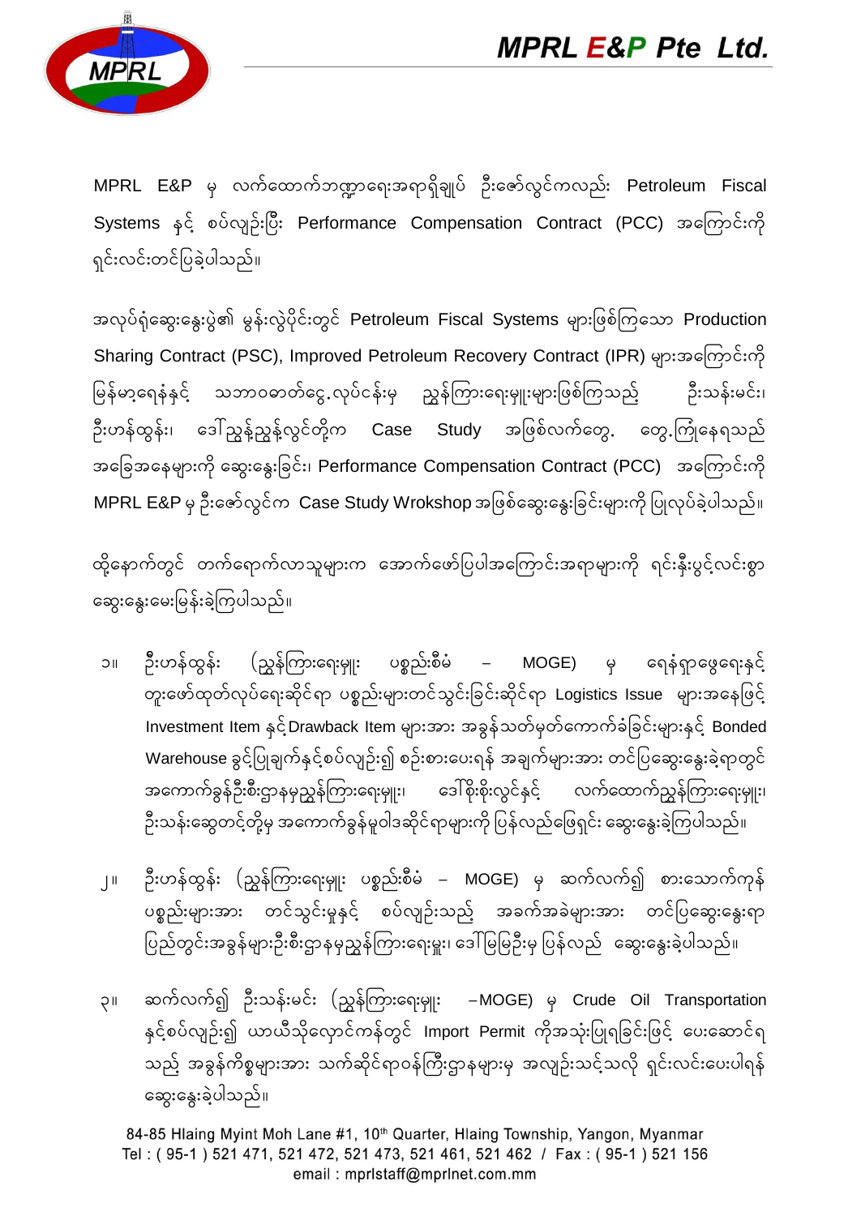MPRL E&P မှ လက်ထောက်ဘဏ္ဍာရေးအရာရှိချုပ် ဦးဇော်လွင်ကလည်း Petroleum Fiscal Systems နှင့် စပ်လျဉ်းပြီး Performance Compensation Contract (PCC) အကြောင်းကို ရှင်းလင်းတင်ပြခဲ့ပါသည်။

အလုပ်ရုံဆွေးနွေးပွဲ၏ မွန်းလွဲပိုင်းတွင် Petroleum Fiscal Systems များဖြစ်ကြသော Production Sharing Contract (PSC), Improved Petroleum Recovery Contract (IPR) များအကြောင်းကို မြန်မာ့ရေနံနှင့် သဘာဝဓာတ်ငွေ့လုပ်ငန်းမှ ညွှန်ကြားရေးမှူးများဖြစ်ကြသည့် ဦးသန်းမင်း၊ ဦးဟန်ထွန်း၊ ဒေါ်ညွန့်ညွန့်လွင်တို့က Case Study အဖြစ်လက်တွေ့ တွေ့ကြုံနေရသည် အခြေအနေများကို ဆွေးနွေးခြင်း၊ Performance Compensation Contract (PCC) အကြောင်းကို MPRL E&P မှ ဦးဇော်လွင်က Case Study Wrokshop အဖြစ်ဆွေးနွေးခြင်းများကို ပြုလုပ်ခဲ့ပါသည်။

ထို့နောက်တွင် တက်ရောက်လာသူများက အောက်ဖော်ပြပါအကြောင်းအရာများကို ရင်းနှီးပွင့်လင်းစွာ ဆွေးနွေးမေးမြန်းခဲ့ကြပါသည်။

၁။ ဦးဟန်ထွန်း (ညွှန်ကြားရေးမှူး ပစ္စည်းစီမံ – MOGE) မှ ရေနံရှာဖွေရေးနှင့် တူးဖော်ထုတ်လုပ်ရေးဆိုင်ရာ ပစ္စည်းများတင်သွင်းခြင်းဆိုင်ရာ Logistics Issue များအနေဖြင့် Investment Item နှင့် Drawback Item များအား အခွန်သတ်မှတ်ကောက်ခံခြင်းများနှင့် Bonded Warehouse ခွင့်ပြုချက်နှင့်စပ်လျဉ်း၍ စဉ်းစားပေးရန် အချက်များအား တင်ပြဆွေးနွေးခဲ့ရာတွင် အကောက်ခွန်ဦးစီးဌာနမှညွှန်ကြားရေးမှူး၊ ဒေါ်စိုးစိုးလွင်နှင့် လက်ထောက်ညွှန်ကြားရေးမှူး၊ ဦးသန်းဆွေတင့်တို့မှ အကောက်ခွန်မူဝါဒဆိုင်ရာများကို ပြန်လည်ဖြေရှင်း ဆွေးနွေးခဲ့ကြပါသည်။

၂။ ဦးဟန်ထွန်း (ညွှန်ကြားရေးမှူး ပစ္စည်းစီမံ – MOGE) မှ ဆက်လက်၍ စားသောက်ကုန် ပစ္စည်းများအား တင်သွင်းမှုနှင့် စပ်လျဉ်းသည့် အခက်အခဲများအား တင်ပြဆွေးနွေးရာ ပြည်တွင်းအခွန်များဦးစီးဌာနမှညွှန်ကြားရေးမှူး၊ ဒေါ်မြမြဦးမှ ပြန်လည် ဆွေးနွေးခဲ့ပါသည်။

၃။ ဆက်လက်၍ ဦးသန်းမင်း (ညွှန်ကြားရေးမှူး –MOGE) မှ Crude Oil Transportation နှင့်စပ်လျဉ်း၍ ယာယီသိုလှောင်ကန်တွင် Import Permit ကိုအသုံးပြုရခြင်းဖြင့် ပေးဆောင်ရသည့် အခွန်ကိစ္စများအား သက်ဆိုင်ရာဝန်ကြီးဌာနများမှ အလျဉ်းသင့်သလို ရှင်းလင်းပေးပါရန် ဆွေးနွေးခဲ့ပါသည်။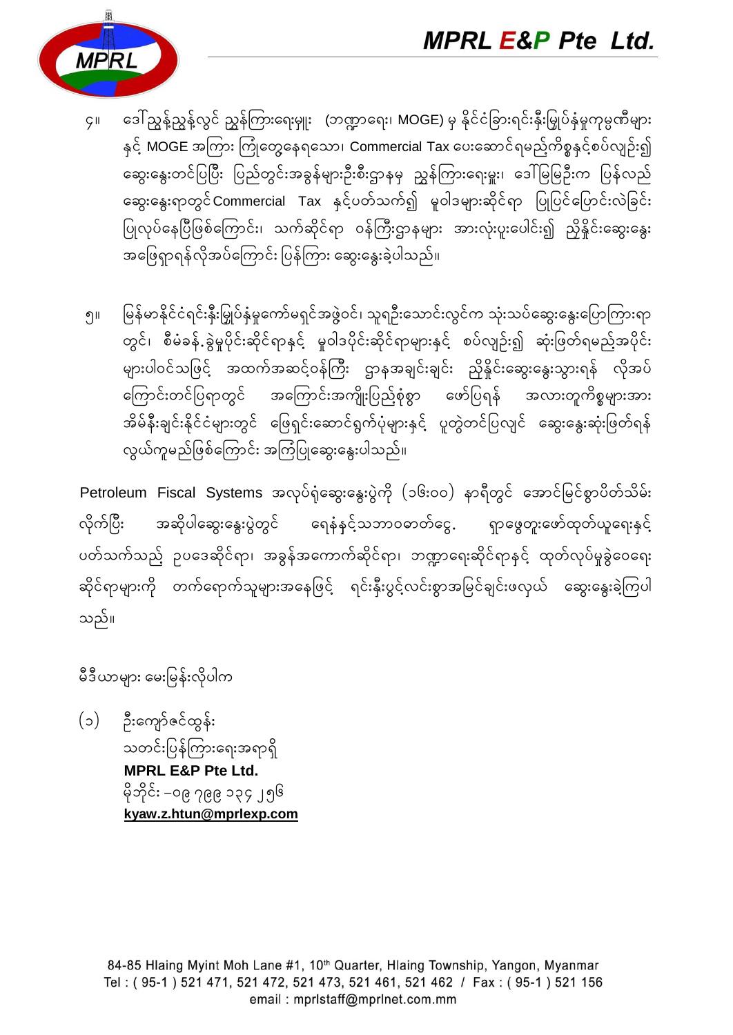၄။ ဒေါ်ညွန့်ညွန့်လွင် ညွှန်ကြားရေးမှူး (ဘဏ္ဍာရေး၊ MOGE) မှ နိုင်ငံခြားရင်းနှီးမြှုပ်နှံမှုကုမ္ပဏီများနှင့် MOGE အကြား ကြုံတွေ့နေရသော၊ Commercial Tax ပေးဆောင်ရမည့်ကိစ္စနှင့်စပ်လျဉ်း၍ ဆွေးနွေးတင်ပြပြီး ပြည်တွင်းအခွန်များဦးစီးဌာနမှ ညွှန်ကြားရေးမှူး၊ ဒေါ်မြမြဦးက ပြန်လည်ဆွေးနွေးရာတွင် Commercial Tax နှင့်ပတ်သက်၍ မူဝါဒများဆိုင်ရာ ပြုပြင်ပြောင်းလဲခြင်း ပြုလုပ်နေပြီဖြစ်ကြောင်း၊ သက်ဆိုင်ရာ ဝန်ကြီးဌာနများ အားလုံးပူးပေါင်း၍ ညှိနှိုင်းဆွေးနွေး အဖြေရှာရန်လိုအပ်ကြောင်း ပြန်ကြား ဆွေးနွေးခဲ့ပါသည်။

၅။ မြန်မာနိုင်ငံရင်းနှီးမြှုပ်နှံမှုကော်မရှင်အဖွဲ့ဝင်၊ သူရဦးသောင်းလွင်က သုံးသပ်ဆွေးနွေးပြောကြားရာတွင်၊ စီမံခန့်ခွဲမှုပိုင်းဆိုင်ရာနှင့် မူဝါဒပိုင်းဆိုင်ရာများနှင့် စပ်လျဉ်း၍ ဆုံးဖြတ်ရမည့်အပိုင်းများပါဝင်သဖြင့် အထက်အဆင့်ဝန်ကြီး ဌာနအချင်းချင်း ညှိနှိုင်းဆွေးနွေးသွားရန် လိုအပ်ကြောင်းတင်ပြရာတွင် အကြောင်းအကျိုးပြည့်စုံစွာ ဖော်ပြရန် အလားတူကိစ္စများအား အိမ်နီးချင်းနိုင်ငံများတွင် ဖြေရှင်းဆောင်ရွက်ပုံများနှင့် ပူတွဲတင်ပြလျှင် ဆွေးနွေးဆုံးဖြတ်ရန် လွယ်ကူမည်ဖြစ်ကြောင်း အကြံပြုဆွေးနွေးပါသည်။

Petroleum Fiscal Systems အလုပ်ရုံဆွေးနွေးပွဲကို (၁၆:၀၀) နာရီတွင် အောင်မြင်စွာပိတ်သိမ်းလိုက်ပြီး အဆိုပါဆွေးနွေးပွဲတွင် ရေနံနှင့်သဘာဝဓာတ်ငွေ့ ရှာဖွေတူးဖော်ထုတ်ယူရေးနှင့် ပတ်သက်သည့် ဥပဒေဆိုင်ရာ၊ အခွန်အကောက်ဆိုင်ရာ၊ ဘဏ္ဍာရေးဆိုင်ရာနှင့် ထုတ်လုပ်မှုခွဲဝေရေးဆိုင်ရာများကို တက်ရောက်သူများအနေဖြင့် ရင်းနှီးပွင့်လင်းစွာအမြင်ချင်းဖလှယ် ဆွေးနွေးခဲ့ကြပါသည်။

မီဒီယာများ မေးမြန်းလိုပါက

(၁) ဦးကျော်ဇင်ထွန်း
သတင်းပြန်ကြားရေးအရာရှိ
**MPRL E&P Pte Ltd.**
မိုဘိုင်း -၀၉ ၇၉၉ ၁၃၄ ၂၅၆
**kyaw.z.htun@mprlexp.com**